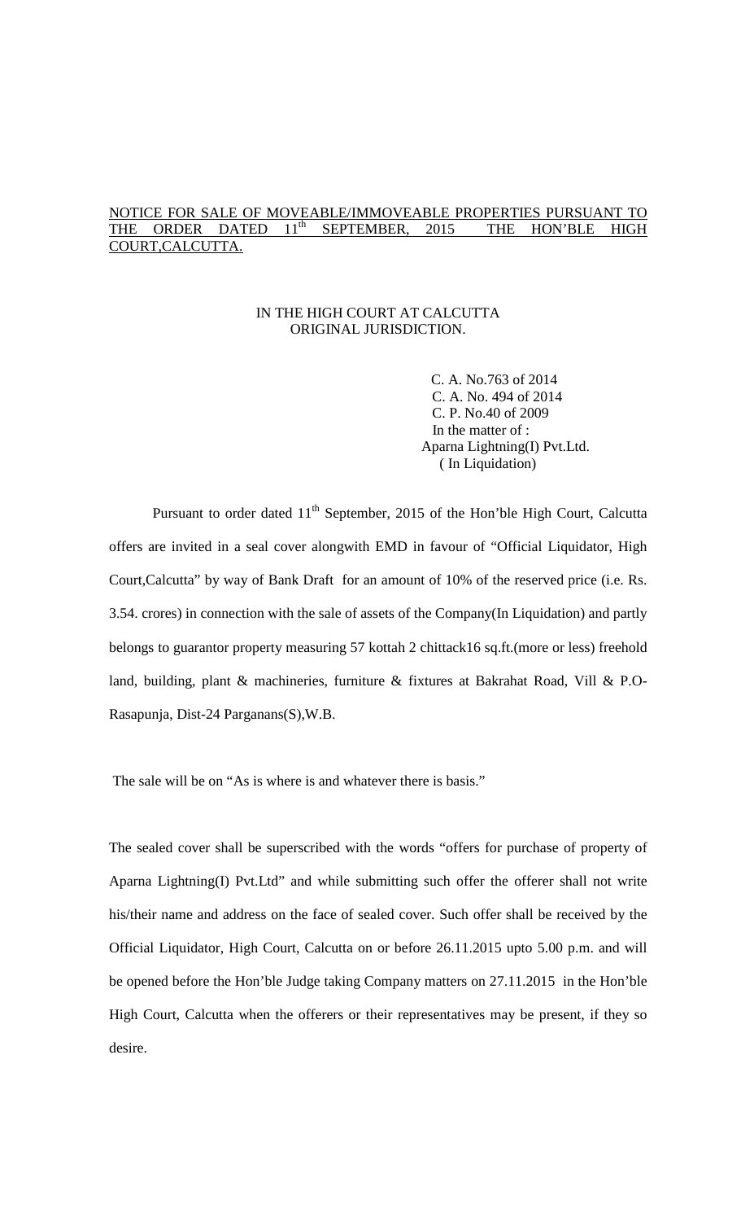NOTICE FOR SALE OF MOVEABLE/IMMOVEABLE PROPERTIES PURSUANT TO THE ORDER DATED 11th SEPTEMBER, 2015 THE HON'BLE HIGH COURT,CALCUTTA.

IN THE HIGH COURT AT CALCUTTA
ORIGINAL JURISDICTION.

C. A. No.763 of 2014
C. A. No. 494 of 2014
C. P. No.40 of 2009
In the matter of :
Aparna Lightning(I) Pvt.Ltd.
( In Liquidation)

Pursuant to order dated 11th September, 2015 of the Hon'ble High Court, Calcutta offers are invited in a seal cover alongwith EMD in favour of "Official Liquidator, High Court,Calcutta" by way of Bank Draft for an amount of 10% of the reserved price (i.e. Rs. 3.54. crores) in connection with the sale of assets of the Company(In Liquidation) and partly belongs to guarantor property measuring 57 kottah 2 chittack16 sq.ft.(more or less) freehold land, building, plant & machineries, furniture & fixtures at Bakrahat Road, Vill & P.O-Rasapunja, Dist-24 Parganans(S),W.B.

The sale will be on "As is where is and whatever there is basis."

The sealed cover shall be superscribed with the words "offers for purchase of property of Aparna Lightning(I) Pvt.Ltd" and while submitting such offer the offerer shall not write his/their name and address on the face of sealed cover. Such offer shall be received by the Official Liquidator, High Court, Calcutta on or before 26.11.2015 upto 5.00 p.m. and will be opened before the Hon'ble Judge taking Company matters on 27.11.2015 in the Hon'ble High Court, Calcutta when the offerers or their representatives may be present, if they so desire.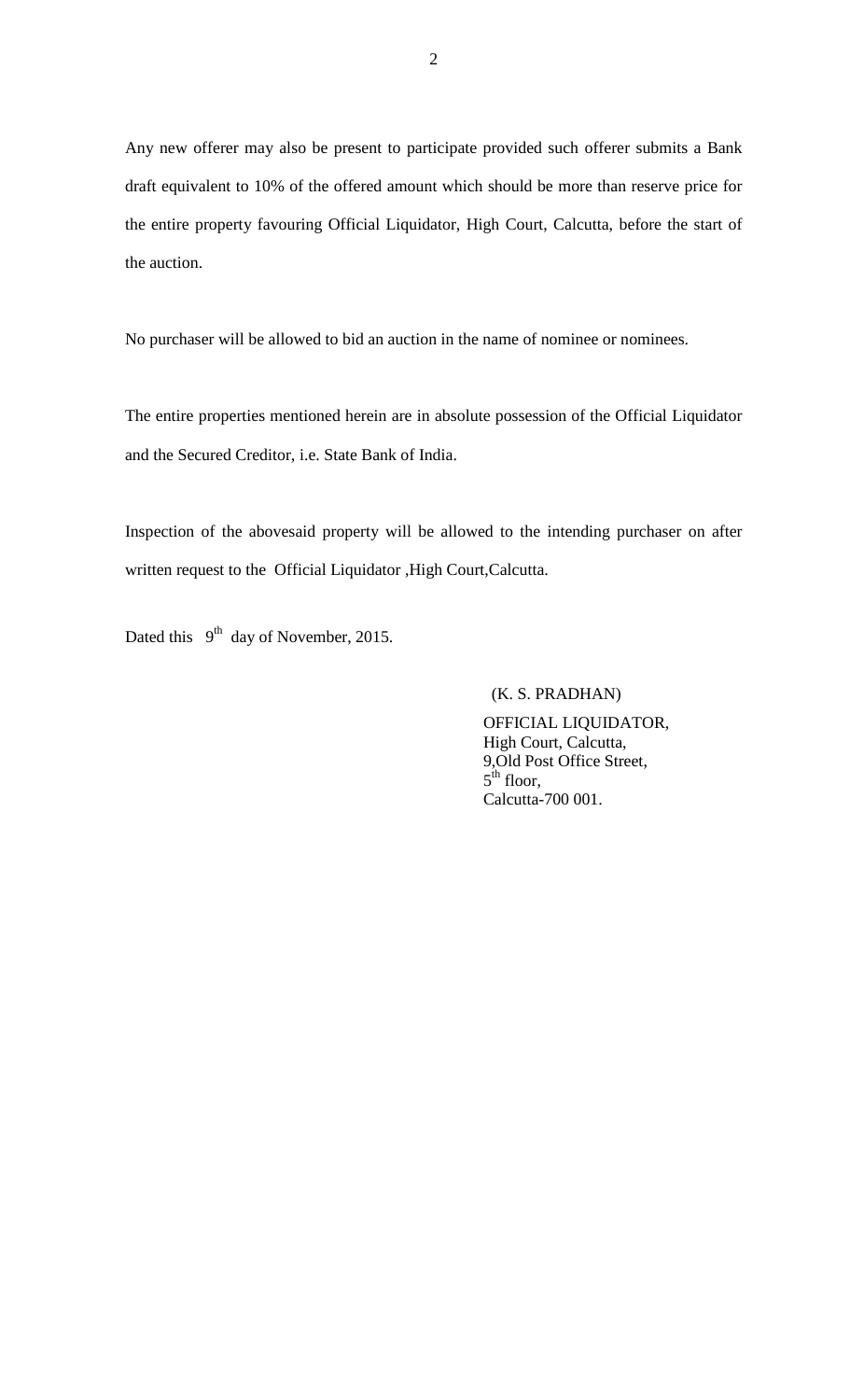Any new offerer may also be present to participate provided such offerer submits a Bank draft equivalent to 10% of the offered amount which should be more than reserve price for the entire property favouring Official Liquidator, High Court, Calcutta, before the start of the auction.

No purchaser will be allowed to bid an auction in the name of nominee or nominees.

The entire properties mentioned herein are in absolute possession of the Official Liquidator and the Secured Creditor, i.e. State Bank of India.

Inspection of the abovesaid property will be allowed to the intending purchaser on after written request to the Official Liquidator ,High Court,Calcutta.

Dated this 9th day of November, 2015.

(K. S. PRADHAN)

OFFICIAL LIQUIDATOR,
High Court, Calcutta,
9,Old Post Office Street,
5th floor,
Calcutta-700 001.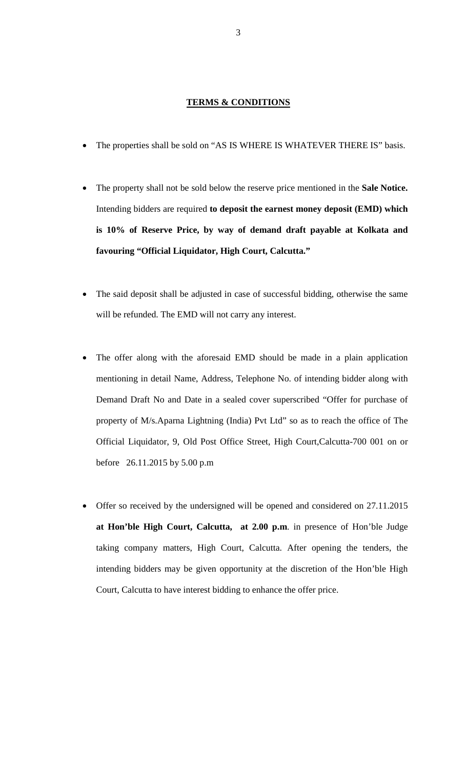## TERMS & CONDITIONS

- The properties shall be sold on "AS IS WHERE IS WHATEVER THERE IS" basis.

- The property shall not be sold below the reserve price mentioned in the **Sale Notice.** Intending bidders are required **to deposit the earnest money deposit (EMD) which is 10% of Reserve Price, by way of demand draft payable at Kolkata and favouring "Official Liquidator, High Court, Calcutta."**

- The said deposit shall be adjusted in case of successful bidding, otherwise the same will be refunded. The EMD will not carry any interest.

- The offer along with the aforesaid EMD should be made in a plain application mentioning in detail Name, Address, Telephone No. of intending bidder along with Demand Draft No and Date in a sealed cover superscribed "Offer for purchase of property of M/s.Aparna Lightning (India) Pvt Ltd" so as to reach the office of The Official Liquidator, 9, Old Post Office Street, High Court,Calcutta-700 001 on or before 26.11.2015 by 5.00 p.m

- Offer so received by the undersigned will be opened and considered on 27.11.2015 **at Hon'ble High Court, Calcutta, at 2.00 p.m**. in presence of Hon'ble Judge taking company matters, High Court, Calcutta. After opening the tenders, the intending bidders may be given opportunity at the discretion of the Hon'ble High Court, Calcutta to have interest bidding to enhance the offer price.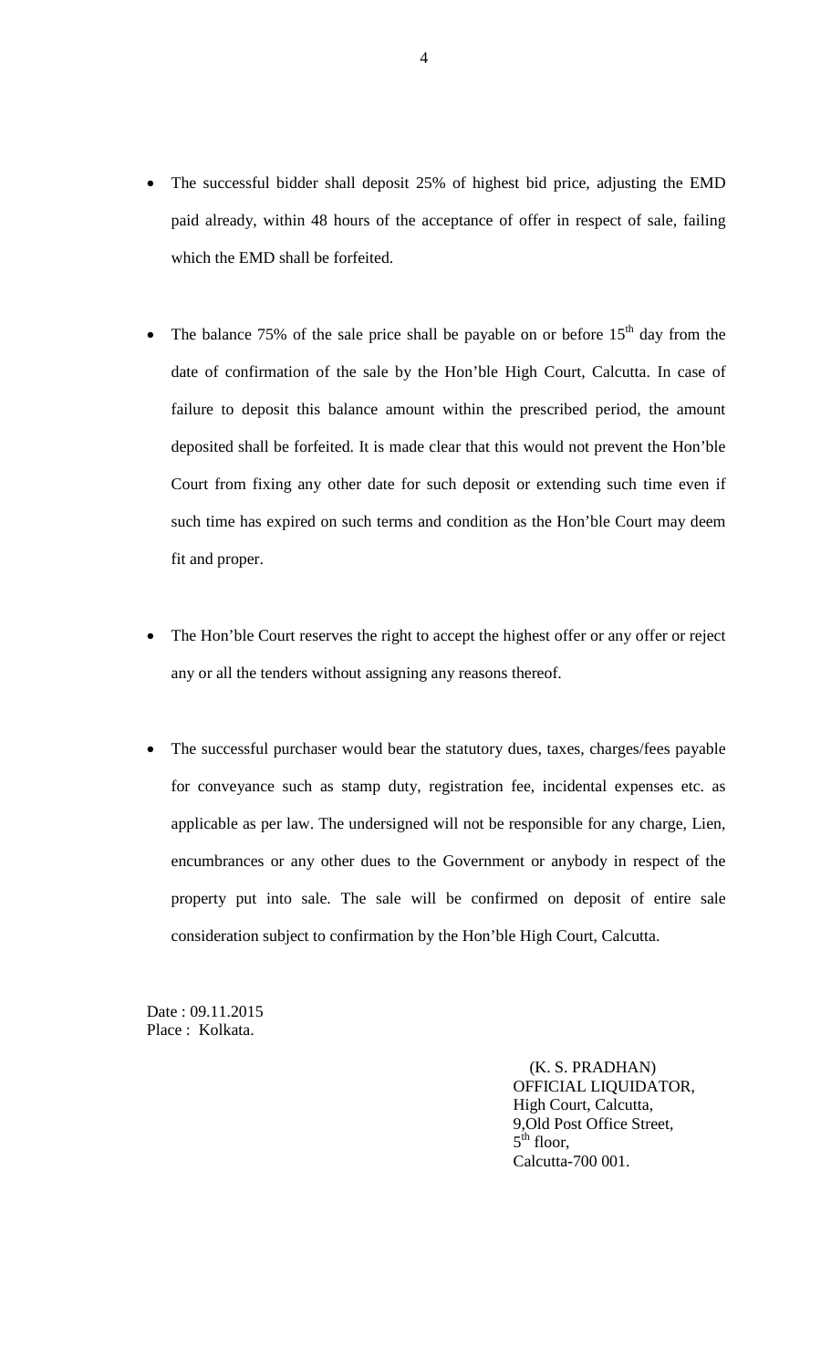- The successful bidder shall deposit 25% of highest bid price, adjusting the EMD paid already, within 48 hours of the acceptance of offer in respect of sale, failing which the EMD shall be forfeited.

- The balance 75% of the sale price shall be payable on or before 15th day from the date of confirmation of the sale by the Hon'ble High Court, Calcutta. In case of failure to deposit this balance amount within the prescribed period, the amount deposited shall be forfeited. It is made clear that this would not prevent the Hon'ble Court from fixing any other date for such deposit or extending such time even if such time has expired on such terms and condition as the Hon'ble Court may deem fit and proper.

- The Hon'ble Court reserves the right to accept the highest offer or any offer or reject any or all the tenders without assigning any reasons thereof.

- The successful purchaser would bear the statutory dues, taxes, charges/fees payable for conveyance such as stamp duty, registration fee, incidental expenses etc. as applicable as per law. The undersigned will not be responsible for any charge, Lien, encumbrances or any other dues to the Government or anybody in respect of the property put into sale. The sale will be confirmed on deposit of entire sale consideration subject to confirmation by the Hon'ble High Court, Calcutta.

Date : 09.11.2015
Place : Kolkata.

(K. S. PRADHAN)
OFFICIAL LIQUIDATOR,
High Court, Calcutta,
9,Old Post Office Street,
5th floor,
Calcutta-700 001.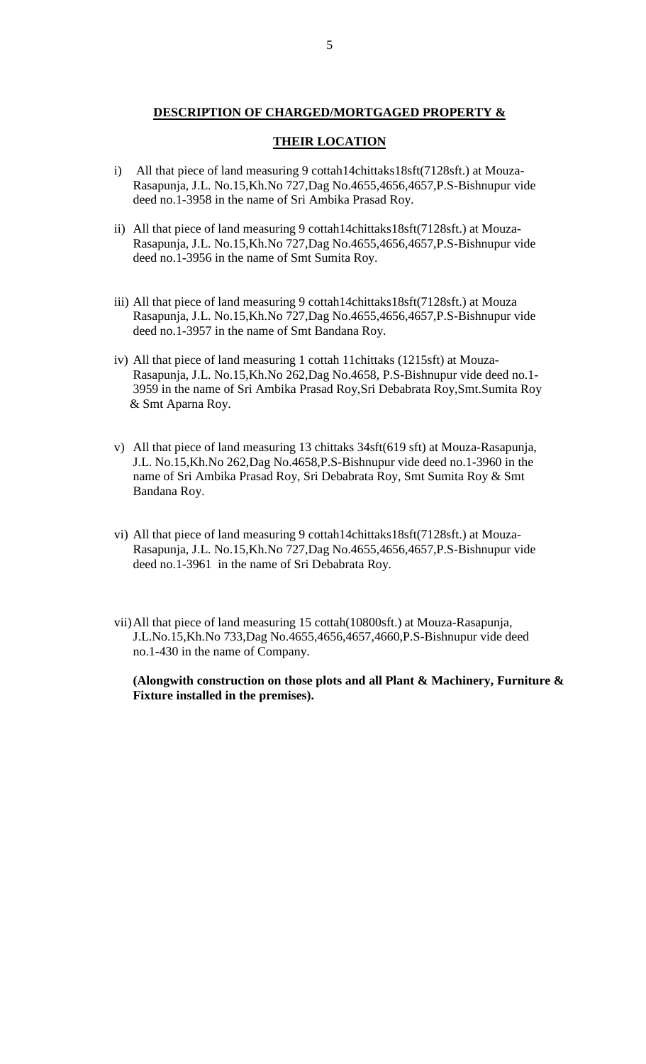**DESCRIPTION OF CHARGED/MORTGAGED PROPERTY &**

**THEIR LOCATION**

i) All that piece of land measuring 9 cottah14chittaks18sft(7128sft.) at Mouza-Rasapunja, J.L. No.15,Kh.No 727,Dag No.4655,4656,4657,P.S-Bishnupur vide deed no.1-3958 in the name of Sri Ambika Prasad Roy.

ii) All that piece of land measuring 9 cottah14chittaks18sft(7128sft.) at Mouza-Rasapunja, J.L. No.15,Kh.No 727,Dag No.4655,4656,4657,P.S-Bishnupur vide deed no.1-3956 in the name of Smt Sumita Roy.

iii) All that piece of land measuring 9 cottah14chittaks18sft(7128sft.) at Mouza Rasapunja, J.L. No.15,Kh.No 727,Dag No.4655,4656,4657,P.S-Bishnupur vide deed no.1-3957 in the name of Smt Bandana Roy.

iv) All that piece of land measuring 1 cottah 11chittaks (1215sft) at Mouza-Rasapunja, J.L. No.15,Kh.No 262,Dag No.4658, P.S-Bishnupur vide deed no.1-3959 in the name of Sri Ambika Prasad Roy,Sri Debabrata Roy,Smt.Sumita Roy & Smt Aparna Roy.

v) All that piece of land measuring 13 chittaks 34sft(619 sft) at Mouza-Rasapunja, J.L. No.15,Kh.No 262,Dag No.4658,P.S-Bishnupur vide deed no.1-3960 in the name of Sri Ambika Prasad Roy, Sri Debabrata Roy, Smt Sumita Roy & Smt Bandana Roy.

vi) All that piece of land measuring 9 cottah14chittaks18sft(7128sft.) at Mouza-Rasapunja, J.L. No.15,Kh.No 727,Dag No.4655,4656,4657,P.S-Bishnupur vide deed no.1-3961 in the name of Sri Debabrata Roy.

vii) All that piece of land measuring 15 cottah(10800sft.) at Mouza-Rasapunja, J.L.No.15,Kh.No 733,Dag No.4655,4656,4657,4660,P.S-Bishnupur vide deed no.1-430 in the name of Company.

**(Alongwith construction on those plots and all Plant & Machinery, Furniture & Fixture installed in the premises).**